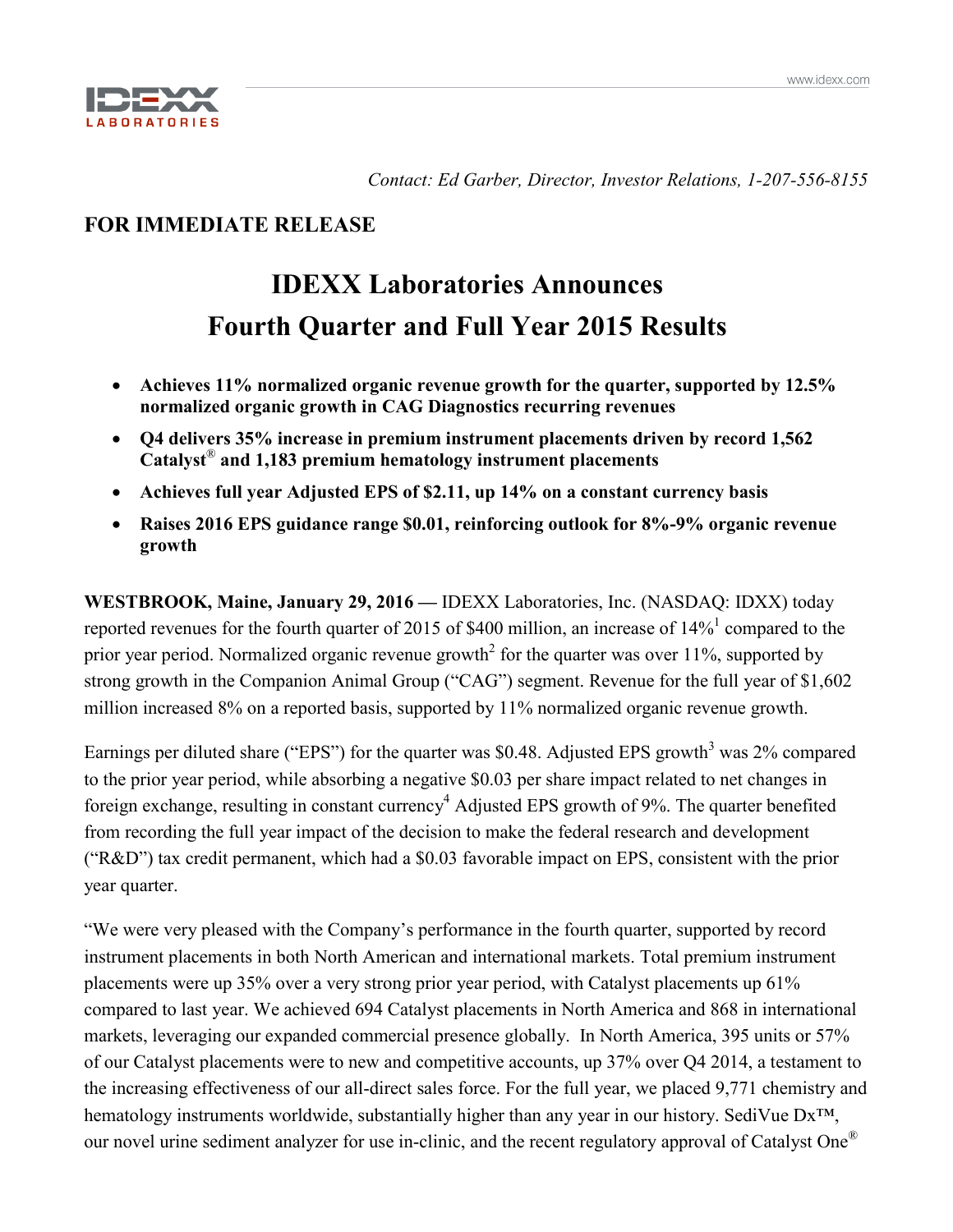Contact: Ed Garber, Director, Investor Relations, 1-207-556-8155

**FOR IMMEDIATE RELEASE**

# IDEXX Laboratories Announces Fourth Quarter and Full Year 2015 Results

- **Achieves 11% normalized organic revenue growth for the quarter, supported by 12.5% normalized organic growth in CAG Diagnostics recurring revenues**
- **Q4 delivers 35% increase in premium instrument placements driven by record 1,562 Catalyst® and 1,183 premium hematology instrument placements**
- **Achieves full year Adjusted EPS of $2.11, up 14% on a constant currency basis**
- **Raises 2016 EPS guidance range $0.01, reinforcing outlook for 8%-9% organic revenue growth**

**WESTBROOK, Maine, January 29, 2016 —** IDEXX Laboratories, Inc. (NASDAQ: IDXX) today reported revenues for the fourth quarter of 2015 of $400 million, an increase of 14%[1] compared to the prior year period. Normalized organic revenue growth[2] for the quarter was over 11%, supported by strong growth in the Companion Animal Group ("CAG") segment. Revenue for the full year of $1,602 million increased 8% on a reported basis, supported by 11% normalized organic revenue growth.

Earnings per diluted share ("EPS") for the quarter was $0.48. Adjusted EPS growth[3] was 2% compared to the prior year period, while absorbing a negative $0.03 per share impact related to net changes in foreign exchange, resulting in constant currency[4] Adjusted EPS growth of 9%. The quarter benefited from recording the full year impact of the decision to make the federal research and development ("R&D") tax credit permanent, which had a $0.03 favorable impact on EPS, consistent with the prior year quarter.

"We were very pleased with the Company's performance in the fourth quarter, supported by record instrument placements in both North American and international markets. Total premium instrument placements were up 35% over a very strong prior year period, with Catalyst placements up 61% compared to last year. We achieved 694 Catalyst placements in North America and 868 in international markets, leveraging our expanded commercial presence globally. In North America, 395 units or 57% of our Catalyst placements were to new and competitive accounts, up 37% over Q4 2014, a testament to the increasing effectiveness of our all-direct sales force. For the full year, we placed 9,771 chemistry and hematology instruments worldwide, substantially higher than any year in our history. SediVue Dx™, our novel urine sediment analyzer for use in-clinic, and the recent regulatory approval of Catalyst One®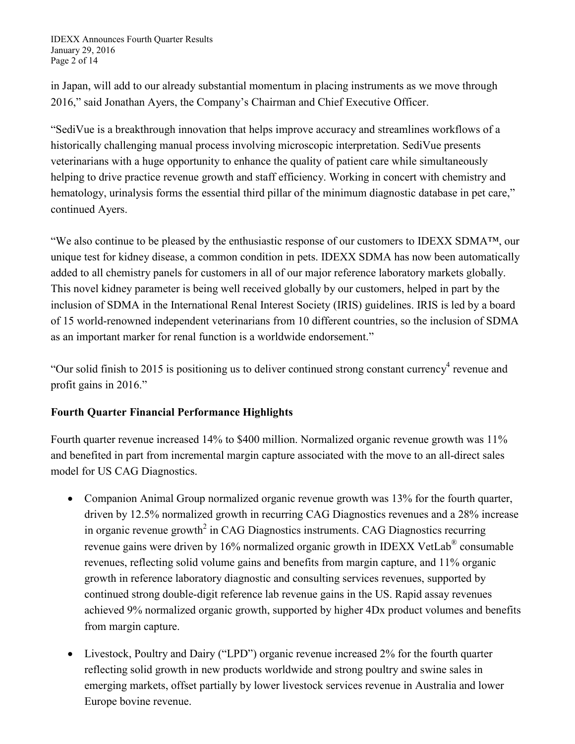in Japan, will add to our already substantial momentum in placing instruments as we move through 2016," said Jonathan Ayers, the Company's Chairman and Chief Executive Officer.

"SediVue is a breakthrough innovation that helps improve accuracy and streamlines workflows of a historically challenging manual process involving microscopic interpretation. SediVue presents veterinarians with a huge opportunity to enhance the quality of patient care while simultaneously helping to drive practice revenue growth and staff efficiency. Working in concert with chemistry and hematology, urinalysis forms the essential third pillar of the minimum diagnostic database in pet care," continued Ayers.

"We also continue to be pleased by the enthusiastic response of our customers to IDEXX SDMA™, our unique test for kidney disease, a common condition in pets. IDEXX SDMA has now been automatically added to all chemistry panels for customers in all of our major reference laboratory markets globally. This novel kidney parameter is being well received globally by our customers, helped in part by the inclusion of SDMA in the International Renal Interest Society (IRIS) guidelines. IRIS is led by a board of 15 world-renowned independent veterinarians from 10 different countries, so the inclusion of SDMA as an important marker for renal function is a worldwide endorsement."

"Our solid finish to 2015 is positioning us to deliver continued strong constant currency[4] revenue and profit gains in 2016."

**Fourth Quarter Financial Performance Highlights**

Fourth quarter revenue increased 14% to $400 million. Normalized organic revenue growth was 11% and benefited in part from incremental margin capture associated with the move to an all-direct sales model for US CAG Diagnostics.

- Companion Animal Group normalized organic revenue growth was 13% for the fourth quarter, driven by 12.5% normalized growth in recurring CAG Diagnostics revenues and a 28% increase in organic revenue growth[2] in CAG Diagnostics instruments. CAG Diagnostics recurring revenue gains were driven by 16% normalized organic growth in IDEXX VetLab® consumable revenues, reflecting solid volume gains and benefits from margin capture, and 11% organic growth in reference laboratory diagnostic and consulting services revenues, supported by continued strong double-digit reference lab revenue gains in the US. Rapid assay revenues achieved 9% normalized organic growth, supported by higher 4Dx product volumes and benefits from margin capture.

- Livestock, Poultry and Dairy ("LPD") organic revenue increased 2% for the fourth quarter reflecting solid growth in new products worldwide and strong poultry and swine sales in emerging markets, offset partially by lower livestock services revenue in Australia and lower Europe bovine revenue.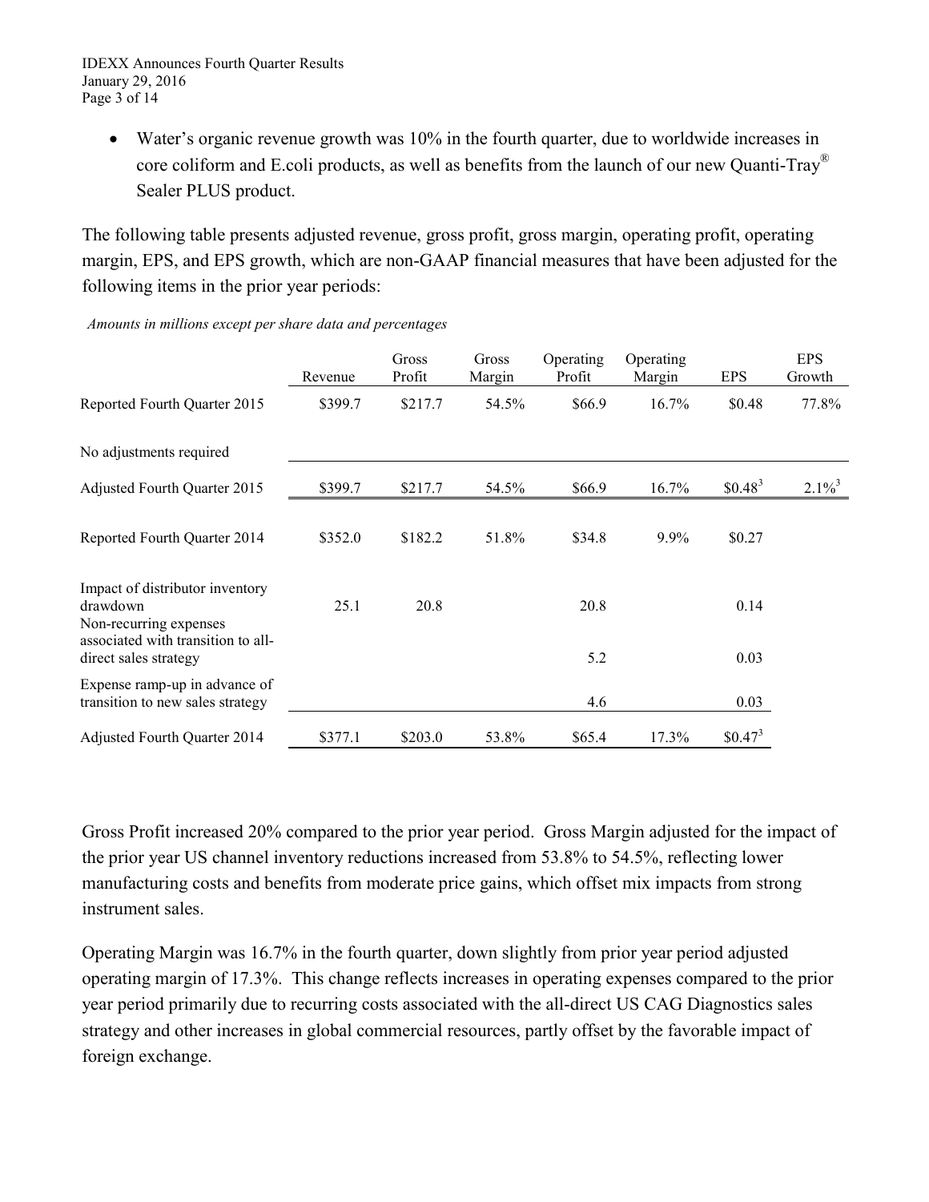- Water's organic revenue growth was 10% in the fourth quarter, due to worldwide increases in core coliform and E.coli products, as well as benefits from the launch of our new Quanti-Tray® Sealer PLUS product.

The following table presents adjusted revenue, gross profit, gross margin, operating profit, operating margin, EPS, and EPS growth, which are non-GAAP financial measures that have been adjusted for the following items in the prior year periods:

*Amounts in millions except per share data and percentages*

| | Revenue | Gross Profit | Gross Margin | Operating Profit | Operating Margin | EPS | EPS Growth |
|---|---|---|---|---|---|---|---|
| Reported Fourth Quarter 2015 | $399.7 | $217.7 | 54.5% | $66.9 | 16.7% | $0.48 | 77.8% |
| No adjustments required | | | | | | | |
| Adjusted Fourth Quarter 2015 | $399.7 | $217.7 | 54.5% | $66.9 | 16.7% | $0.48[3] | 2.1%[3] |
| Reported Fourth Quarter 2014 | $352.0 | $182.2 | 51.8% | $34.8 | 9.9% | $0.27 | |
| Impact of distributor inventory drawdown | 25.1 | 20.8 | | 20.8 | | 0.14 | |
| Non-recurring expenses associated with transition to all-direct sales strategy | | | | 5.2 | | 0.03 | |
| Expense ramp-up in advance of transition to new sales strategy | | | | 4.6 | | 0.03 | |
| Adjusted Fourth Quarter 2014 | $377.1 | $203.0 | 53.8% | $65.4 | 17.3% | $0.47[3] | |

Gross Profit increased 20% compared to the prior year period. Gross Margin adjusted for the impact of the prior year US channel inventory reductions increased from 53.8% to 54.5%, reflecting lower manufacturing costs and benefits from moderate price gains, which offset mix impacts from strong instrument sales.

Operating Margin was 16.7% in the fourth quarter, down slightly from prior year period adjusted operating margin of 17.3%. This change reflects increases in operating expenses compared to the prior year period primarily due to recurring costs associated with the all-direct US CAG Diagnostics sales strategy and other increases in global commercial resources, partly offset by the favorable impact of foreign exchange.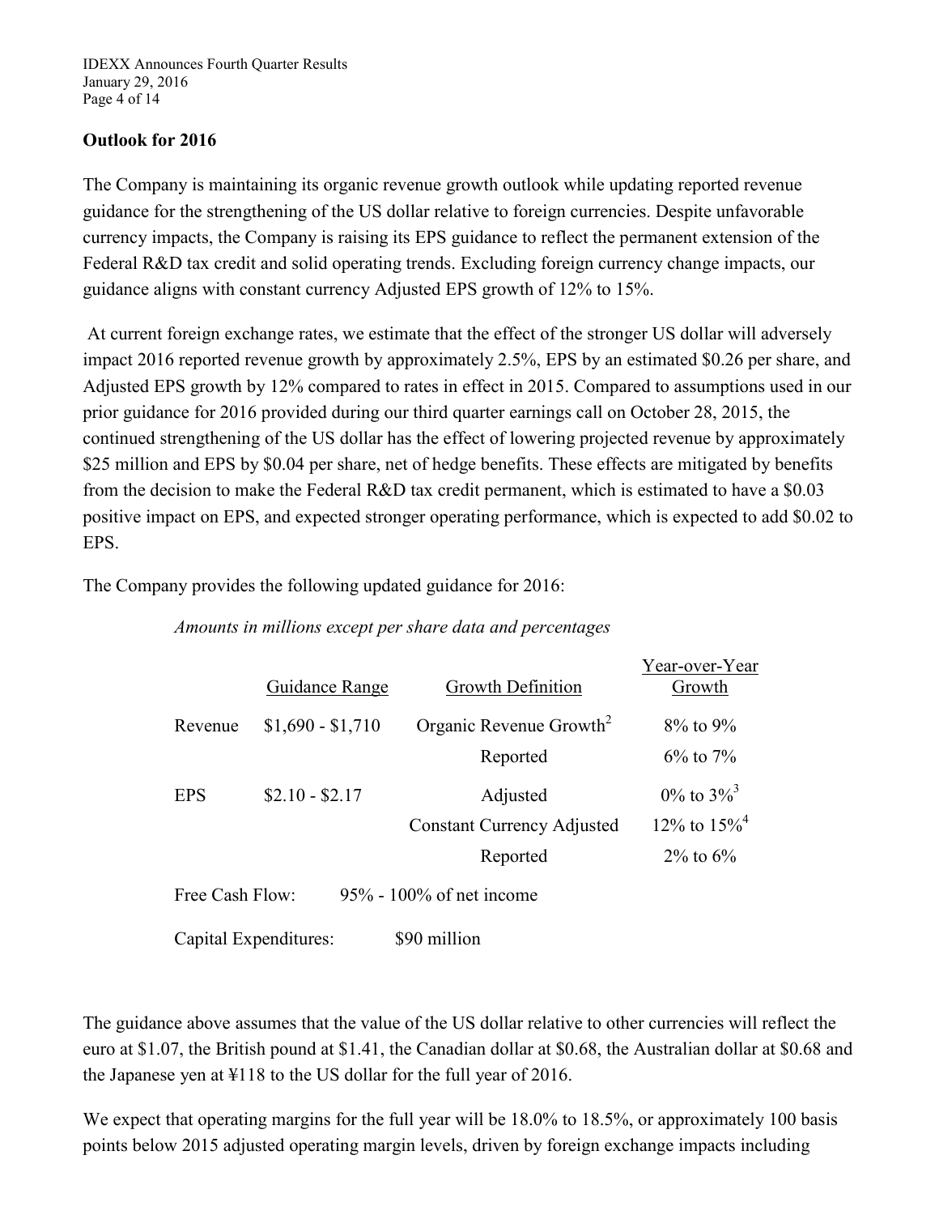## Outlook for 2016

The Company is maintaining its organic revenue growth outlook while updating reported revenue guidance for the strengthening of the US dollar relative to foreign currencies. Despite unfavorable currency impacts, the Company is raising its EPS guidance to reflect the permanent extension of the Federal R&D tax credit and solid operating trends. Excluding foreign currency change impacts, our guidance aligns with constant currency Adjusted EPS growth of 12% to 15%.

At current foreign exchange rates, we estimate that the effect of the stronger US dollar will adversely impact 2016 reported revenue growth by approximately 2.5%, EPS by an estimated $0.26 per share, and Adjusted EPS growth by 12% compared to rates in effect in 2015. Compared to assumptions used in our prior guidance for 2016 provided during our third quarter earnings call on October 28, 2015, the continued strengthening of the US dollar has the effect of lowering projected revenue by approximately $25 million and EPS by $0.04 per share, net of hedge benefits. These effects are mitigated by benefits from the decision to make the Federal R&D tax credit permanent, which is estimated to have a $0.03 positive impact on EPS, and expected stronger operating performance, which is expected to add $0.02 to EPS.

The Company provides the following updated guidance for 2016:

*Amounts in millions except per share data and percentages*

| | Guidance Range | Growth Definition | Year-over-Year Growth |
|---|---|---|---|
| Revenue | $1,690 - $1,710 | Organic Revenue Growth[2] | 8% to 9% |
| | | Reported | 6% to 7% |
| EPS | $2.10 - $2.17 | Adjusted | 0% to 3%[3] |
| | | Constant Currency Adjusted | 12% to 15%[4] |
| | | Reported | 2% to 6% |

Free Cash Flow: 95% - 100% of net income

Capital Expenditures: $90 million

The guidance above assumes that the value of the US dollar relative to other currencies will reflect the euro at $1.07, the British pound at $1.41, the Canadian dollar at $0.68, the Australian dollar at $0.68 and the Japanese yen at ¥118 to the US dollar for the full year of 2016.

We expect that operating margins for the full year will be 18.0% to 18.5%, or approximately 100 basis points below 2015 adjusted operating margin levels, driven by foreign exchange impacts including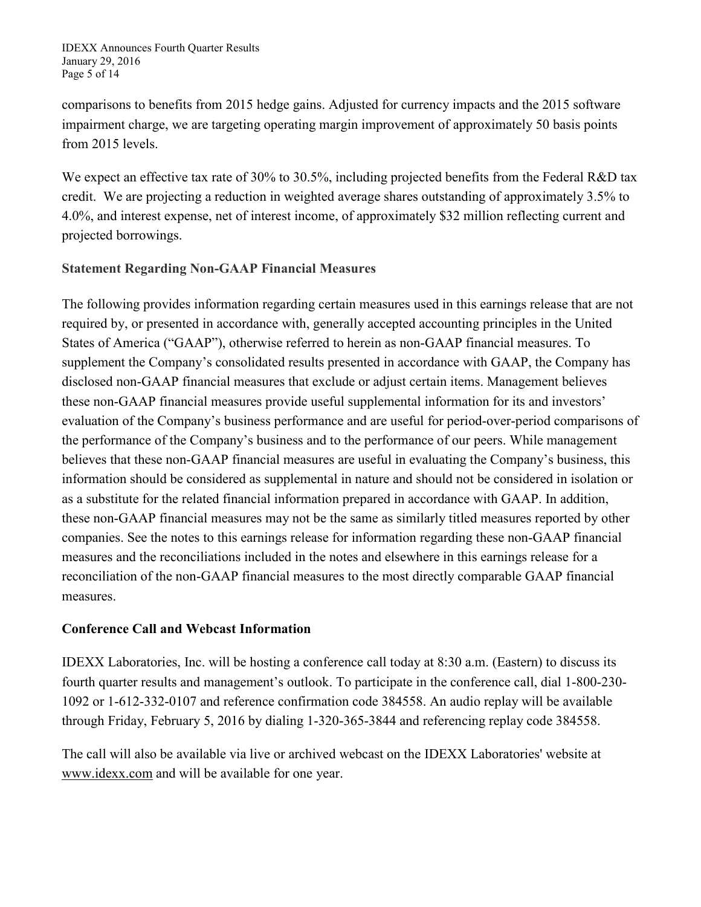comparisons to benefits from 2015 hedge gains. Adjusted for currency impacts and the 2015 software impairment charge, we are targeting operating margin improvement of approximately 50 basis points from 2015 levels.

We expect an effective tax rate of 30% to 30.5%, including projected benefits from the Federal R&D tax credit. We are projecting a reduction in weighted average shares outstanding of approximately 3.5% to 4.0%, and interest expense, net of interest income, of approximately $32 million reflecting current and projected borrowings.

### Statement Regarding Non-GAAP Financial Measures

The following provides information regarding certain measures used in this earnings release that are not required by, or presented in accordance with, generally accepted accounting principles in the United States of America ("GAAP"), otherwise referred to herein as non-GAAP financial measures. To supplement the Company's consolidated results presented in accordance with GAAP, the Company has disclosed non-GAAP financial measures that exclude or adjust certain items. Management believes these non-GAAP financial measures provide useful supplemental information for its and investors' evaluation of the Company's business performance and are useful for period-over-period comparisons of the performance of the Company's business and to the performance of our peers. While management believes that these non-GAAP financial measures are useful in evaluating the Company's business, this information should be considered as supplemental in nature and should not be considered in isolation or as a substitute for the related financial information prepared in accordance with GAAP. In addition, these non-GAAP financial measures may not be the same as similarly titled measures reported by other companies. See the notes to this earnings release for information regarding these non-GAAP financial measures and the reconciliations included in the notes and elsewhere in this earnings release for a reconciliation of the non-GAAP financial measures to the most directly comparable GAAP financial measures.

### Conference Call and Webcast Information

IDEXX Laboratories, Inc. will be hosting a conference call today at 8:30 a.m. (Eastern) to discuss its fourth quarter results and management's outlook. To participate in the conference call, dial 1-800-230-1092 or 1-612-332-0107 and reference confirmation code 384558. An audio replay will be available through Friday, February 5, 2016 by dialing 1-320-365-3844 and referencing replay code 384558.

The call will also be available via live or archived webcast on the IDEXX Laboratories' website at www.idexx.com and will be available for one year.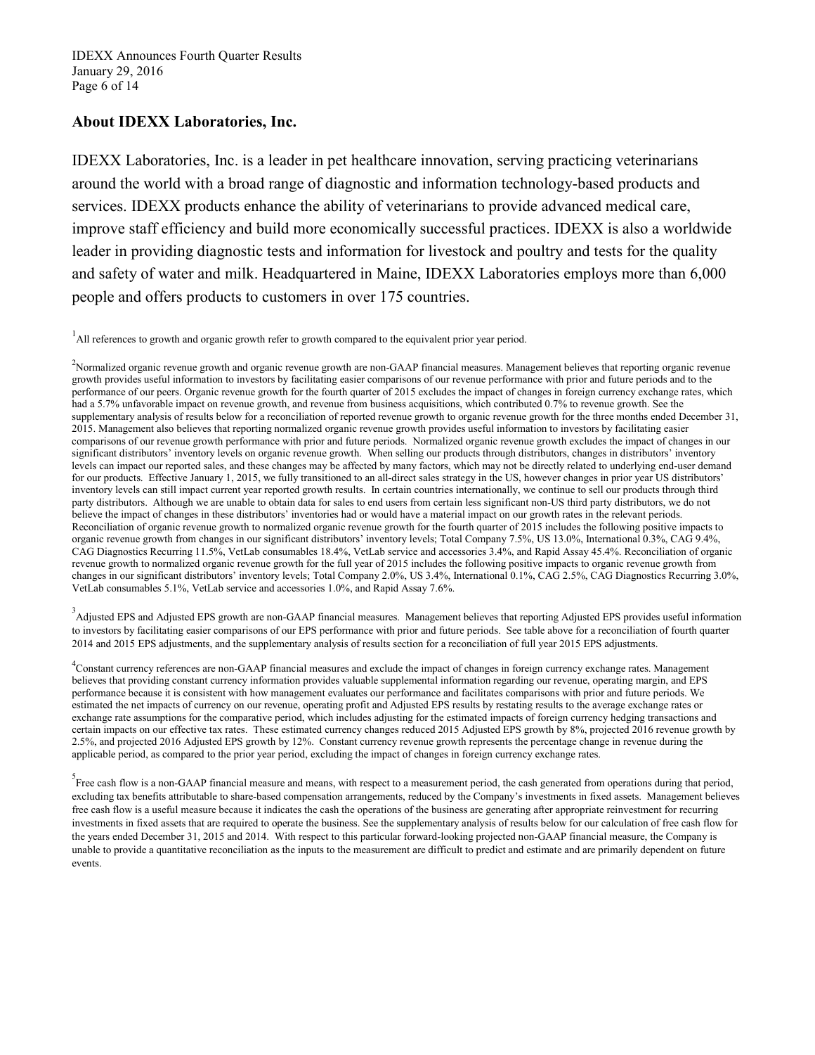## About IDEXX Laboratories, Inc.

IDEXX Laboratories, Inc. is a leader in pet healthcare innovation, serving practicing veterinarians around the world with a broad range of diagnostic and information technology-based products and services. IDEXX products enhance the ability of veterinarians to provide advanced medical care, improve staff efficiency and build more economically successful practices. IDEXX is also a worldwide leader in providing diagnostic tests and information for livestock and poultry and tests for the quality and safety of water and milk. Headquartered in Maine, IDEXX Laboratories employs more than 6,000 people and offers products to customers in over 175 countries.

[1]All references to growth and organic growth refer to growth compared to the equivalent prior year period.

[2]Normalized organic revenue growth and organic revenue growth are non-GAAP financial measures. Management believes that reporting organic revenue growth provides useful information to investors by facilitating easier comparisons of our revenue performance with prior and future periods and to the performance of our peers. Organic revenue growth for the fourth quarter of 2015 excludes the impact of changes in foreign currency exchange rates, which had a 5.7% unfavorable impact on revenue growth, and revenue from business acquisitions, which contributed 0.7% to revenue growth. See the supplementary analysis of results below for a reconciliation of reported revenue growth to organic revenue growth for the three months ended December 31, 2015. Management also believes that reporting normalized organic revenue growth provides useful information to investors by facilitating easier comparisons of our revenue growth performance with prior and future periods. Normalized organic revenue growth excludes the impact of changes in our significant distributors' inventory levels on organic revenue growth. When selling our products through distributors, changes in distributors' inventory levels can impact our reported sales, and these changes may be affected by many factors, which may not be directly related to underlying end-user demand for our products. Effective January 1, 2015, we fully transitioned to an all-direct sales strategy in the US, however changes in prior year US distributors' inventory levels can still impact current year reported growth results. In certain countries internationally, we continue to sell our products through third party distributors. Although we are unable to obtain data for sales to end users from certain less significant non-US third party distributors, we do not believe the impact of changes in these distributors' inventories had or would have a material impact on our growth rates in the relevant periods. Reconciliation of organic revenue growth to normalized organic revenue growth for the fourth quarter of 2015 includes the following positive impacts to organic revenue growth from changes in our significant distributors' inventory levels; Total Company 7.5%, US 13.0%, International 0.3%, CAG 9.4%, CAG Diagnostics Recurring 11.5%, VetLab consumables 18.4%, VetLab service and accessories 3.4%, and Rapid Assay 45.4%. Reconciliation of organic revenue growth to normalized organic revenue growth for the full year of 2015 includes the following positive impacts to organic revenue growth from changes in our significant distributors' inventory levels; Total Company 2.0%, US 3.4%, International 0.1%, CAG 2.5%, CAG Diagnostics Recurring 3.0%, VetLab consumables 5.1%, VetLab service and accessories 1.0%, and Rapid Assay 7.6%.

[3]Adjusted EPS and Adjusted EPS growth are non-GAAP financial measures. Management believes that reporting Adjusted EPS provides useful information to investors by facilitating easier comparisons of our EPS performance with prior and future periods. See table above for a reconciliation of fourth quarter 2014 and 2015 EPS adjustments, and the supplementary analysis of results section for a reconciliation of full year 2015 EPS adjustments.

[4]Constant currency references are non-GAAP financial measures and exclude the impact of changes in foreign currency exchange rates. Management believes that providing constant currency information provides valuable supplemental information regarding our revenue, operating margin, and EPS performance because it is consistent with how management evaluates our performance and facilitates comparisons with prior and future periods. We estimated the net impacts of currency on our revenue, operating profit and Adjusted EPS results by restating results to the average exchange rates or exchange rate assumptions for the comparative period, which includes adjusting for the estimated impacts of foreign currency hedging transactions and certain impacts on our effective tax rates. These estimated currency changes reduced 2015 Adjusted EPS growth by 8%, projected 2016 revenue growth by 2.5%, and projected 2016 Adjusted EPS growth by 12%. Constant currency revenue growth represents the percentage change in revenue during the applicable period, as compared to the prior year period, excluding the impact of changes in foreign currency exchange rates.

[5]Free cash flow is a non-GAAP financial measure and means, with respect to a measurement period, the cash generated from operations during that period, excluding tax benefits attributable to share-based compensation arrangements, reduced by the Company's investments in fixed assets. Management believes free cash flow is a useful measure because it indicates the cash the operations of the business are generating after appropriate reinvestment for recurring investments in fixed assets that are required to operate the business. See the supplementary analysis of results below for our calculation of free cash flow for the years ended December 31, 2015 and 2014. With respect to this particular forward-looking projected non-GAAP financial measure, the Company is unable to provide a quantitative reconciliation as the inputs to the measurement are difficult to predict and estimate and are primarily dependent on future events.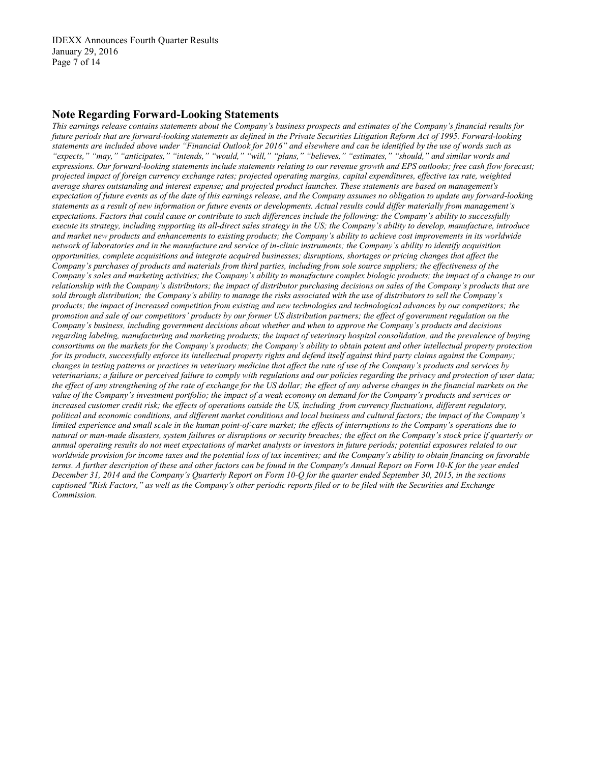## Note Regarding Forward-Looking Statements

*This earnings release contains statements about the Company's business prospects and estimates of the Company's financial results for future periods that are forward-looking statements as defined in the Private Securities Litigation Reform Act of 1995. Forward-looking statements are included above under "Financial Outlook for 2016" and elsewhere and can be identified by the use of words such as "expects," "may," "anticipates," "intends," "would," "will," "plans," "believes," "estimates," "should," and similar words and expressions. Our forward-looking statements include statements relating to our revenue growth and EPS outlooks; free cash flow forecast; projected impact of foreign currency exchange rates; projected operating margins, capital expenditures, effective tax rate, weighted average shares outstanding and interest expense; and projected product launches. These statements are based on management's expectation of future events as of the date of this earnings release, and the Company assumes no obligation to update any forward-looking statements as a result of new information or future events or developments. Actual results could differ materially from management's expectations. Factors that could cause or contribute to such differences include the following: the Company's ability to successfully execute its strategy, including supporting its all-direct sales strategy in the US; the Company's ability to develop, manufacture, introduce and market new products and enhancements to existing products; the Company's ability to achieve cost improvements in its worldwide network of laboratories and in the manufacture and service of in-clinic instruments; the Company's ability to identify acquisition opportunities, complete acquisitions and integrate acquired businesses; disruptions, shortages or pricing changes that affect the Company's purchases of products and materials from third parties, including from sole source suppliers; the effectiveness of the Company's sales and marketing activities; the Company's ability to manufacture complex biologic products; the impact of a change to our relationship with the Company's distributors; the impact of distributor purchasing decisions on sales of the Company's products that are sold through distribution; the Company's ability to manage the risks associated with the use of distributors to sell the Company's products; the impact of increased competition from existing and new technologies and technological advances by our competitors; the promotion and sale of our competitors' products by our former US distribution partners; the effect of government regulation on the Company's business, including government decisions about whether and when to approve the Company's products and decisions regarding labeling, manufacturing and marketing products; the impact of veterinary hospital consolidation, and the prevalence of buying consortiums on the markets for the Company's products; the Company's ability to obtain patent and other intellectual property protection for its products, successfully enforce its intellectual property rights and defend itself against third party claims against the Company; changes in testing patterns or practices in veterinary medicine that affect the rate of use of the Company's products and services by veterinarians; a failure or perceived failure to comply with regulations and our policies regarding the privacy and protection of user data; the effect of any strengthening of the rate of exchange for the US dollar; the effect of any adverse changes in the financial markets on the value of the Company's investment portfolio; the impact of a weak economy on demand for the Company's products and services or increased customer credit risk; the effects of operations outside the US, including from currency fluctuations, different regulatory, political and economic conditions, and different market conditions and local business and cultural factors; the impact of the Company's limited experience and small scale in the human point-of-care market; the effects of interruptions to the Company's operations due to natural or man-made disasters, system failures or disruptions or security breaches; the effect on the Company's stock price if quarterly or annual operating results do not meet expectations of market analysts or investors in future periods; potential exposures related to our worldwide provision for income taxes and the potential loss of tax incentives; and the Company's ability to obtain financing on favorable terms. A further description of these and other factors can be found in the Company's Annual Report on Form 10-K for the year ended December 31, 2014 and the Company's Quarterly Report on Form 10-Q for the quarter ended September 30, 2015, in the sections captioned "Risk Factors," as well as the Company's other periodic reports filed or to be filed with the Securities and Exchange Commission.*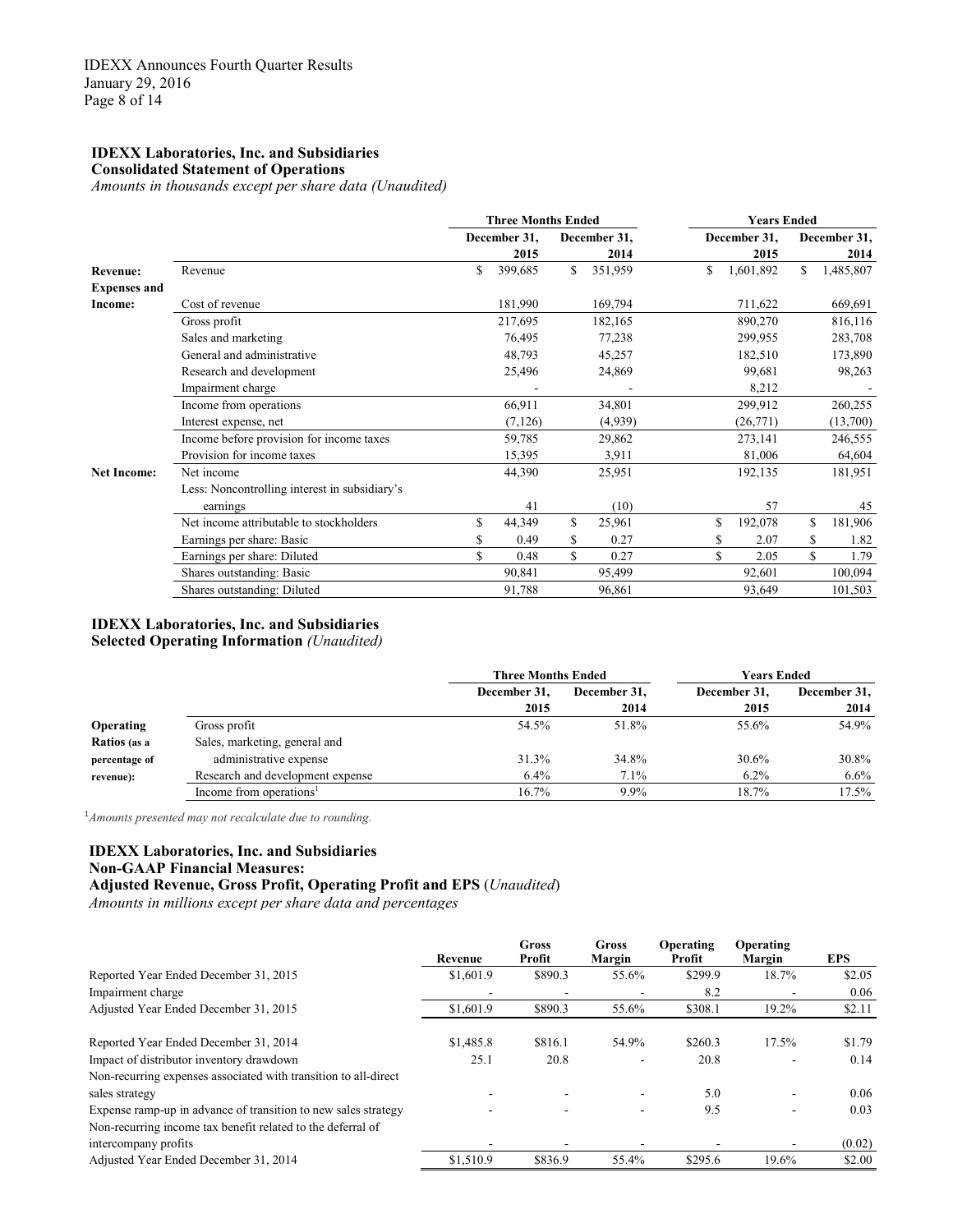## IDEXX Laboratories, Inc. and Subsidiaries
**Consolidated Statement of Operations**
*Amounts in thousands except per share data (Unaudited)*

| | | Three Months Ended | | Years Ended | |
|---|---|---|---|---|---|
| | | December 31, 2015 | December 31, 2014 | December 31, 2015 | December 31, 2014 |
| **Revenue:** | Revenue | $ 399,685 | $ 351,959 | $ 1,601,892 | $ 1,485,807 |
| **Expenses and Income:** | Cost of revenue | 181,990 | 169,794 | 711,622 | 669,691 |
| | Gross profit | 217,695 | 182,165 | 890,270 | 816,116 |
| | Sales and marketing | 76,495 | 77,238 | 299,955 | 283,708 |
| | General and administrative | 48,793 | 45,257 | 182,510 | 173,890 |
| | Research and development | 25,496 | 24,869 | 99,681 | 98,263 |
| | Impairment charge | - | - | 8,212 | - |
| | Income from operations | 66,911 | 34,801 | 299,912 | 260,255 |
| | Interest expense, net | (7,126) | (4,939) | (26,771) | (13,700) |
| | Income before provision for income taxes | 59,785 | 29,862 | 273,141 | 246,555 |
| | Provision for income taxes | 15,395 | 3,911 | 81,006 | 64,604 |
| **Net Income:** | Net income | 44,390 | 25,951 | 192,135 | 181,951 |
| | Less: Noncontrolling interest in subsidiary's earnings | 41 | (10) | 57 | 45 |
| | Net income attributable to stockholders | $ 44,349 | $ 25,961 | $ 192,078 | $ 181,906 |
| | Earnings per share: Basic | $ 0.49 | $ 0.27 | $ 2.07 | $ 1.82 |
| | Earnings per share: Diluted | $ 0.48 | $ 0.27 | $ 2.05 | $ 1.79 |
| | Shares outstanding: Basic | 90,841 | 95,499 | 92,601 | 100,094 |
| | Shares outstanding: Diluted | 91,788 | 96,861 | 93,649 | 101,503 |

## IDEXX Laboratories, Inc. and Subsidiaries
**Selected Operating Information** *(Unaudited)*

| | | Three Months Ended | | Years Ended | |
|---|---|---|---|---|---|
| | | December 31, 2015 | December 31, 2014 | December 31, 2015 | December 31, 2014 |
| **Operating Ratios (as a percentage of revenue):** | Gross profit | 54.5% | 51.8% | 55.6% | 54.9% |
| | Sales, marketing, general and administrative expense | 31.3% | 34.8% | 30.6% | 30.8% |
| | Research and development expense | 6.4% | 7.1% | 6.2% | 6.6% |
| | Income from operations[1] | 16.7% | 9.9% | 18.7% | 17.5% |

[1]*Amounts presented may not recalculate due to rounding.*

## IDEXX Laboratories, Inc. and Subsidiaries
**Non-GAAP Financial Measures:**
**Adjusted Revenue, Gross Profit, Operating Profit and EPS** (*Unaudited*)
*Amounts in millions except per share data and percentages*

| | Revenue | Gross Profit | Gross Margin | Operating Profit | Operating Margin | EPS |
|---|---|---|---|---|---|---|
| Reported Year Ended December 31, 2015 | $1,601.9 | $890.3 | 55.6% | $299.9 | 18.7% | $2.05 |
| Impairment charge | - | - | - | 8.2 | - | 0.06 |
| Adjusted Year Ended December 31, 2015 | $1,601.9 | $890.3 | 55.6% | $308.1 | 19.2% | $2.11 |
| | | | | | | |
| Reported Year Ended December 31, 2014 | $1,485.8 | $816.1 | 54.9% | $260.3 | 17.5% | $1.79 |
| Impact of distributor inventory drawdown | 25.1 | 20.8 | - | 20.8 | - | 0.14 |
| Non-recurring expenses associated with transition to all-direct sales strategy | - | - | - | 5.0 | - | 0.06 |
| Expense ramp-up in advance of transition to new sales strategy | - | - | - | 9.5 | - | 0.03 |
| Non-recurring income tax benefit related to the deferral of intercompany profits | - | - | - | - | - | (0.02) |
| Adjusted Year Ended December 31, 2014 | $1,510.9 | $836.9 | 55.4% | $295.6 | 19.6% | $2.00 |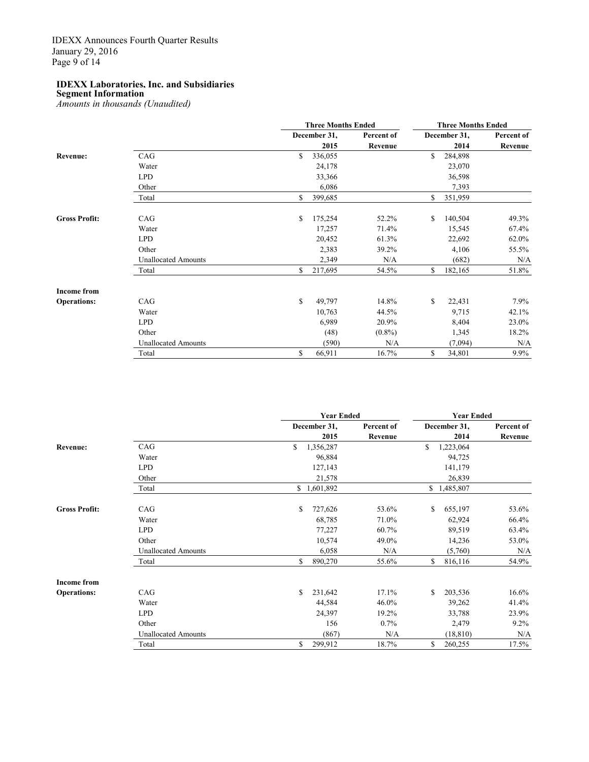**IDEXX Laboratories, Inc. and Subsidiaries**
**Segment Information**
*Amounts in thousands (Unaudited)*

| | | Three Months Ended | | Three Months Ended | |
|---|---|---|---|---|---|
| | | December 31, 2015 | Percent of Revenue | December 31, 2014 | Percent of Revenue |
| **Revenue:** | CAG | $ 336,055 | | $ 284,898 | |
| | Water | 24,178 | | 23,070 | |
| | LPD | 33,366 | | 36,598 | |
| | Other | 6,086 | | 7,393 | |
| | Total | $ 399,685 | | $ 351,959 | |
| **Gross Profit:** | CAG | $ 175,254 | 52.2% | $ 140,504 | 49.3% |
| | Water | 17,257 | 71.4% | 15,545 | 67.4% |
| | LPD | 20,452 | 61.3% | 22,692 | 62.0% |
| | Other | 2,383 | 39.2% | 4,106 | 55.5% |
| | Unallocated Amounts | 2,349 | N/A | (682) | N/A |
| | Total | $ 217,695 | 54.5% | $ 182,165 | 51.8% |
| **Income from Operations:** | CAG | $ 49,797 | 14.8% | $ 22,431 | 7.9% |
| | Water | 10,763 | 44.5% | 9,715 | 42.1% |
| | LPD | 6,989 | 20.9% | 8,404 | 23.0% |
| | Other | (48) | (0.8%) | 1,345 | 18.2% |
| | Unallocated Amounts | (590) | N/A | (7,094) | N/A |
| | Total | $ 66,911 | 16.7% | $ 34,801 | 9.9% |

| | | Year Ended | | Year Ended | |
|---|---|---|---|---|---|
| | | December 31, 2015 | Percent of Revenue | December 31, 2014 | Percent of Revenue |
| **Revenue:** | CAG | $ 1,356,287 | | $ 1,223,064 | |
| | Water | 96,884 | | 94,725 | |
| | LPD | 127,143 | | 141,179 | |
| | Other | 21,578 | | 26,839 | |
| | Total | $ 1,601,892 | | $ 1,485,807 | |
| **Gross Profit:** | CAG | $ 727,626 | 53.6% | $ 655,197 | 53.6% |
| | Water | 68,785 | 71.0% | 62,924 | 66.4% |
| | LPD | 77,227 | 60.7% | 89,519 | 63.4% |
| | Other | 10,574 | 49.0% | 14,236 | 53.0% |
| | Unallocated Amounts | 6,058 | N/A | (5,760) | N/A |
| | Total | $ 890,270 | 55.6% | $ 816,116 | 54.9% |
| **Income from Operations:** | CAG | $ 231,642 | 17.1% | $ 203,536 | 16.6% |
| | Water | 44,584 | 46.0% | 39,262 | 41.4% |
| | LPD | 24,397 | 19.2% | 33,788 | 23.9% |
| | Other | 156 | 0.7% | 2,479 | 9.2% |
| | Unallocated Amounts | (867) | N/A | (18,810) | N/A |
| | Total | $ 299,912 | 18.7% | $ 260,255 | 17.5% |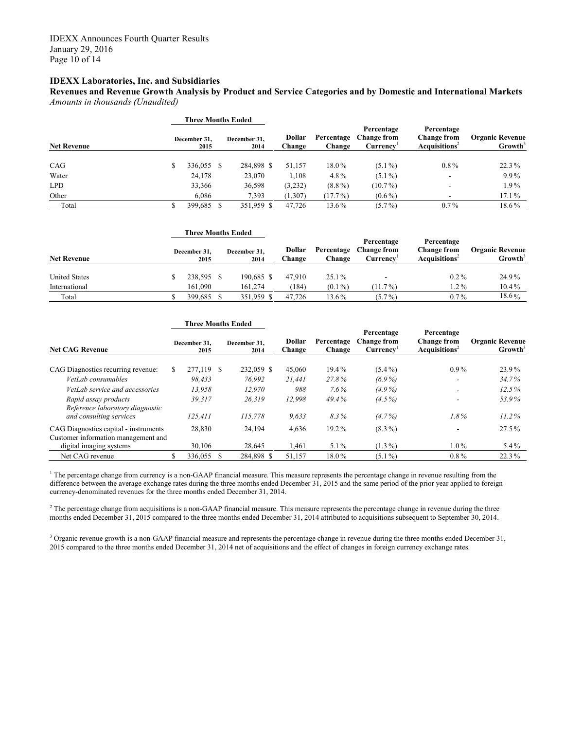**IDEXX Laboratories, Inc. and Subsidiaries**

**Revenues and Revenue Growth Analysis by Product and Service Categories and by Domestic and International Markets**

*Amounts in thousands (Unaudited)*

| Net Revenue | Three Months Ended December 31, 2015 | Three Months Ended December 31, 2014 | Dollar Change | Percentage Change | Percentage Change from Currency[1] | Percentage Change from Acquisitions[2] | Organic Revenue Growth[3] |
|---|---|---|---|---|---|---|---|
| CAG | $ 336,055 | $ 284,898 | $ 51,157 | 18.0% | (5.1%) | 0.8% | 22.3% |
| Water | 24,178 | 23,070 | 1,108 | 4.8% | (5.1%) | - | 9.9% |
| LPD | 33,366 | 36,598 | (3,232) | (8.8%) | (10.7%) | - | 1.9% |
| Other | 6,086 | 7,393 | (1,307) | (17.7%) | (0.6%) | - | 17.1% |
| Total | $ 399,685 | $ 351,959 | $ 47,726 | 13.6% | (5.7%) | 0.7% | 18.6% |

| Net Revenue | Three Months Ended December 31, 2015 | Three Months Ended December 31, 2014 | Dollar Change | Percentage Change | Percentage Change from Currency[1] | Percentage Change from Acquisitions[2] | Organic Revenue Growth[3] |
|---|---|---|---|---|---|---|---|
| United States | $ 238,595 | $ 190,685 | $ 47,910 | 25.1% | - | 0.2% | 24.9% |
| International | 161,090 | 161,274 | (184) | (0.1%) | (11.7%) | 1.2% | 10.4% |
| Total | $ 399,685 | $ 351,959 | $ 47,726 | 13.6% | (5.7%) | 0.7% | 18.6% |

| Net CAG Revenue | Three Months Ended December 31, 2015 | Three Months Ended December 31, 2014 | Dollar Change | Percentage Change | Percentage Change from Currency[1] | Percentage Change from Acquisitions[2] | Organic Revenue Growth[3] |
|---|---|---|---|---|---|---|---|
| CAG Diagnostics recurring revenue: | $ 277,119 | $ 232,059 | $ 45,060 | 19.4% | (5.4%) | 0.9% | 23.9% |
| *VetLab consumables* | *98,433* | *76,992* | *21,441* | *27.8%* | *(6.9%)* | - | *34.7%* |
| *VetLab service and accessories* | *13,958* | *12,970* | *988* | *7.6%* | *(4.9%)* | - | *12.5%* |
| *Rapid assay products* | *39,317* | *26,319* | *12,998* | *49.4%* | *(4.5%)* | - | *53.9%* |
| *Reference laboratory diagnostic and consulting services* | *125,411* | *115,778* | *9,633* | *8.3%* | *(4.7%)* | *1.8%* | *11.2%* |
| CAG Diagnostics capital - instruments | 28,830 | 24,194 | 4,636 | 19.2% | (8.3%) | - | 27.5% |
| Customer information management and digital imaging systems | 30,106 | 28,645 | 1,461 | 5.1% | (1.3%) | 1.0% | 5.4% |
| Net CAG revenue | $ 336,055 | $ 284,898 | $ 51,157 | 18.0% | (5.1%) | 0.8% | 22.3% |

[1] The percentage change from currency is a non-GAAP financial measure. This measure represents the percentage change in revenue resulting from the difference between the average exchange rates during the three months ended December 31, 2015 and the same period of the prior year applied to foreign currency-denominated revenues for the three months ended December 31, 2014.

[2] The percentage change from acquisitions is a non-GAAP financial measure. This measure represents the percentage change in revenue during the three months ended December 31, 2015 compared to the three months ended December 31, 2014 attributed to acquisitions subsequent to September 30, 2014.

[3] Organic revenue growth is a non-GAAP financial measure and represents the percentage change in revenue during the three months ended December 31, 2015 compared to the three months ended December 31, 2014 net of acquisitions and the effect of changes in foreign currency exchange rates.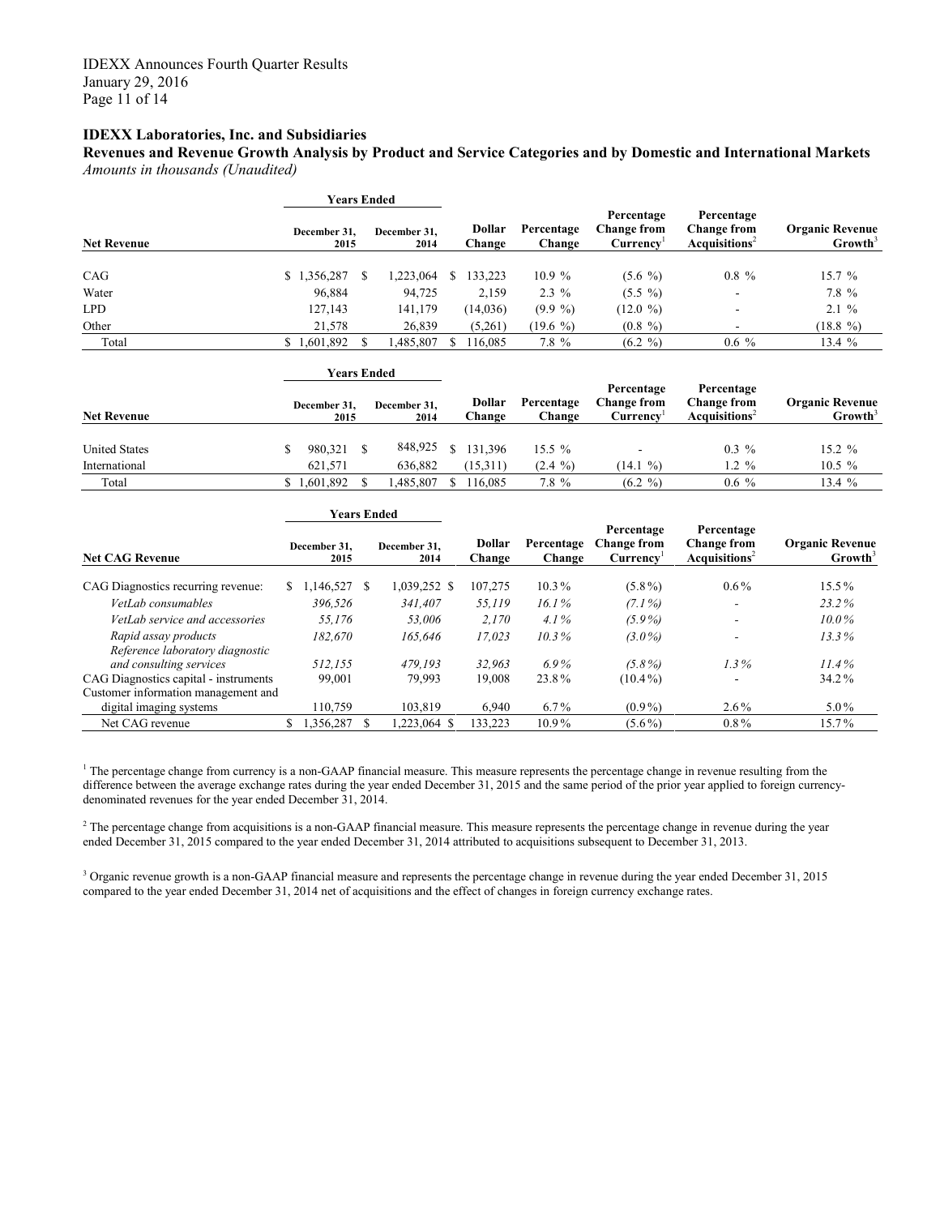**IDEXX Laboratories, Inc. and Subsidiaries**

**Revenues and Revenue Growth Analysis by Product and Service Categories and by Domestic and International Markets**

*Amounts in thousands (Unaudited)*

| | Years Ended | | | | | | |
|---|---|---|---|---|---|---|---|
| **Net Revenue** | **December 31, 2015** | **December 31, 2014** | **Dollar Change** | **Percentage Change** | **Percentage Change from Currency**[1] | **Percentage Change from Acquisitions**[2] | **Organic Revenue Growth**[3] |
| CAG | $ 1,356,287 | $ 1,223,064 | $ 133,223 | 10.9 % | (5.6 %) | 0.8 % | 15.7 % |
| Water | 96,884 | 94,725 | 2,159 | 2.3 % | (5.5 %) | - | 7.8 % |
| LPD | 127,143 | 141,179 | (14,036) | (9.9 %) | (12.0 %) | - | 2.1 % |
| Other | 21,578 | 26,839 | (5,261) | (19.6 %) | (0.8 %) | - | (18.8 %) |
| Total | $ 1,601,892 | $ 1,485,807 | $ 116,085 | 7.8 % | (6.2 %) | 0.6 % | 13.4 % |

| | Years Ended | | | | | | |
|---|---|---|---|---|---|---|---|
| **Net Revenue** | **December 31, 2015** | **December 31, 2014** | **Dollar Change** | **Percentage Change** | **Percentage Change from Currency**[1] | **Percentage Change from Acquisitions**[2] | **Organic Revenue Growth**[3] |
| United States | $ 980,321 | $ 848,925 | $ 131,396 | 15.5 % | - | 0.3 % | 15.2 % |
| International | 621,571 | 636,882 | (15,311) | (2.4 %) | (14.1 %) | 1.2 % | 10.5 % |
| Total | $ 1,601,892 | $ 1,485,807 | $ 116,085 | 7.8 % | (6.2 %) | 0.6 % | 13.4 % |

| | Years Ended | | | | | | |
|---|---|---|---|---|---|---|---|
| **Net CAG Revenue** | **December 31, 2015** | **December 31, 2014** | **Dollar Change** | **Percentage Change** | **Percentage Change from Currency**[1] | **Percentage Change from Acquisitions**[2] | **Organic Revenue Growth**[3] |
| CAG Diagnostics recurring revenue: | $ 1,146,527 | $ 1,039,252 | $ 107,275 | 10.3% | (5.8%) | 0.6% | 15.5% |
| *VetLab consumables* | *396,526* | *341,407* | *55,119* | *16.1%* | *(7.1%)* | - | *23.2%* |
| *VetLab service and accessories* | *55,176* | *53,006* | *2,170* | *4.1%* | *(5.9%)* | - | *10.0%* |
| *Rapid assay products* | *182,670* | *165,646* | *17,023* | *10.3%* | *(3.0%)* | - | *13.3%* |
| *Reference laboratory diagnostic and consulting services* | *512,155* | *479,193* | *32,963* | *6.9%* | *(5.8%)* | *1.3%* | *11.4%* |
| CAG Diagnostics capital - instruments | 99,001 | 79,993 | 19,008 | 23.8% | (10.4%) | - | 34.2% |
| Customer information management and digital imaging systems | 110,759 | 103,819 | 6,940 | 6.7% | (0.9%) | 2.6% | 5.0% |
| Net CAG revenue | $ 1,356,287 | $ 1,223,064 | $ 133,223 | 10.9% | (5.6%) | 0.8% | 15.7% |

[1] The percentage change from currency is a non-GAAP financial measure. This measure represents the percentage change in revenue resulting from the difference between the average exchange rates during the year ended December 31, 2015 and the same period of the prior year applied to foreign currency-denominated revenues for the year ended December 31, 2014.

[2] The percentage change from acquisitions is a non-GAAP financial measure. This measure represents the percentage change in revenue during the year ended December 31, 2015 compared to the year ended December 31, 2014 attributed to acquisitions subsequent to December 31, 2013.

[3] Organic revenue growth is a non-GAAP financial measure and represents the percentage change in revenue during the year ended December 31, 2015 compared to the year ended December 31, 2014 net of acquisitions and the effect of changes in foreign currency exchange rates.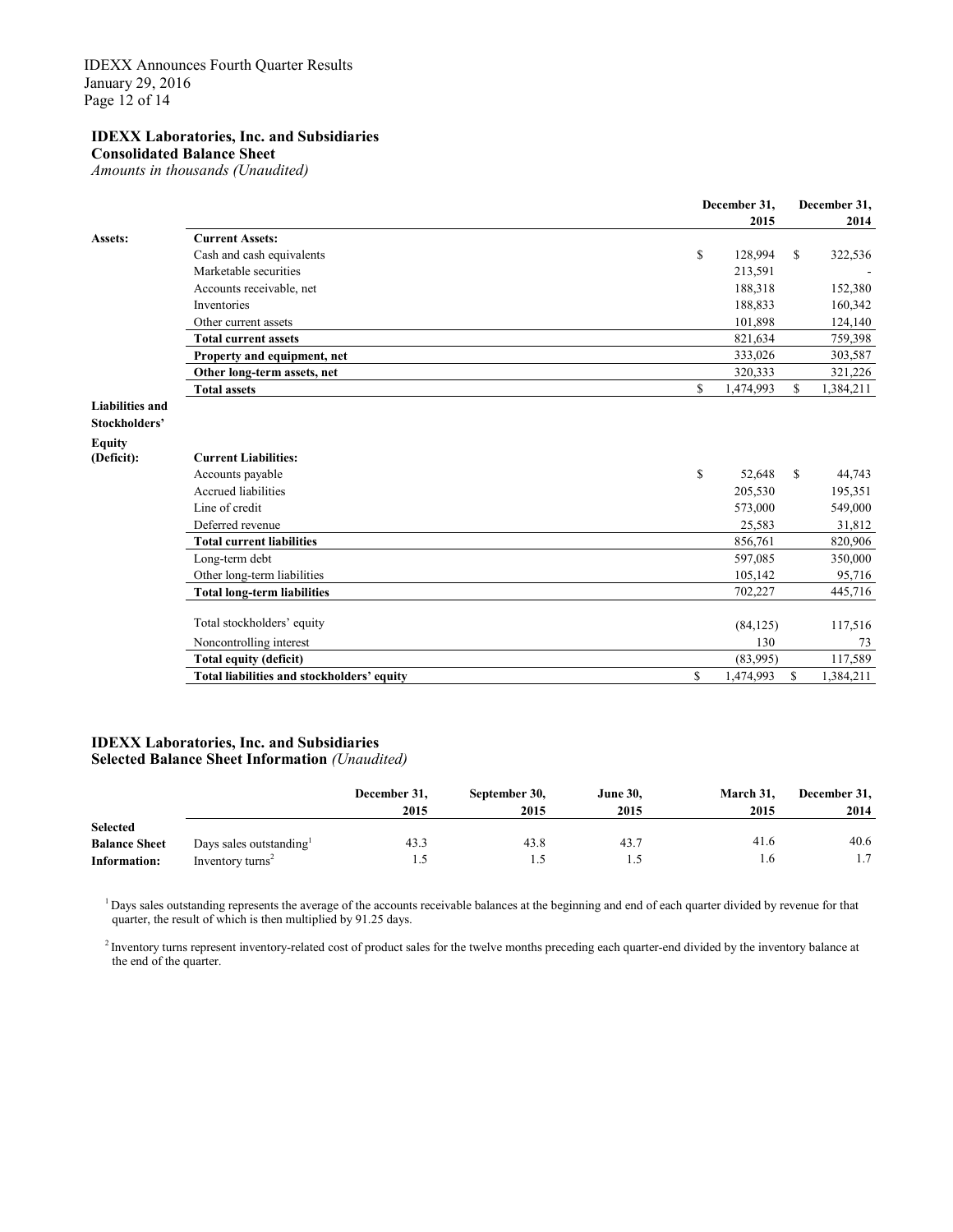## IDEXX Laboratories, Inc. and Subsidiaries
**Consolidated Balance Sheet**
*Amounts in thousands (Unaudited)*

| | | December 31, 2015 | December 31, 2014 |
|---|---|---|---|
| **Assets:** | **Current Assets:** | | |
| | Cash and cash equivalents | $ 128,994 | $ 322,536 |
| | Marketable securities | 213,591 | - |
| | Accounts receivable, net | 188,318 | 152,380 |
| | Inventories | 188,833 | 160,342 |
| | Other current assets | 101,898 | 124,140 |
| | **Total current assets** | 821,634 | 759,398 |
| | **Property and equipment, net** | 333,026 | 303,587 |
| | **Other long-term assets, net** | 320,333 | 321,226 |
| | **Total assets** | $ 1,474,993 | $ 1,384,211 |
| **Liabilities and Stockholders' Equity (Deficit):** | **Current Liabilities:** | | |
| | Accounts payable | $ 52,648 | $ 44,743 |
| | Accrued liabilities | 205,530 | 195,351 |
| | Line of credit | 573,000 | 549,000 |
| | Deferred revenue | 25,583 | 31,812 |
| | **Total current liabilities** | 856,761 | 820,906 |
| | Long-term debt | 597,085 | 350,000 |
| | Other long-term liabilities | 105,142 | 95,716 |
| | **Total long-term liabilities** | 702,227 | 445,716 |
| | Total stockholders' equity | (84,125) | 117,516 |
| | Noncontrolling interest | 130 | 73 |
| | **Total equity (deficit)** | (83,995) | 117,589 |
| | **Total liabilities and stockholders' equity** | $ 1,474,993 | $ 1,384,211 |

## IDEXX Laboratories, Inc. and Subsidiaries
**Selected Balance Sheet Information** *(Unaudited)*

| | | December 31, 2015 | September 30, 2015 | June 30, 2015 | March 31, 2015 | December 31, 2014 |
|---|---|---|---|---|---|---|
| **Selected Balance Sheet Information:** | Days sales outstanding[1] | 43.3 | 43.8 | 43.7 | 41.6 | 40.6 |
| | Inventory turns[2] | 1.5 | 1.5 | 1.5 | 1.6 | 1.7 |

[1] Days sales outstanding represents the average of the accounts receivable balances at the beginning and end of each quarter divided by revenue for that quarter, the result of which is then multiplied by 91.25 days.

[2] Inventory turns represent inventory-related cost of product sales for the twelve months preceding each quarter-end divided by the inventory balance at the end of the quarter.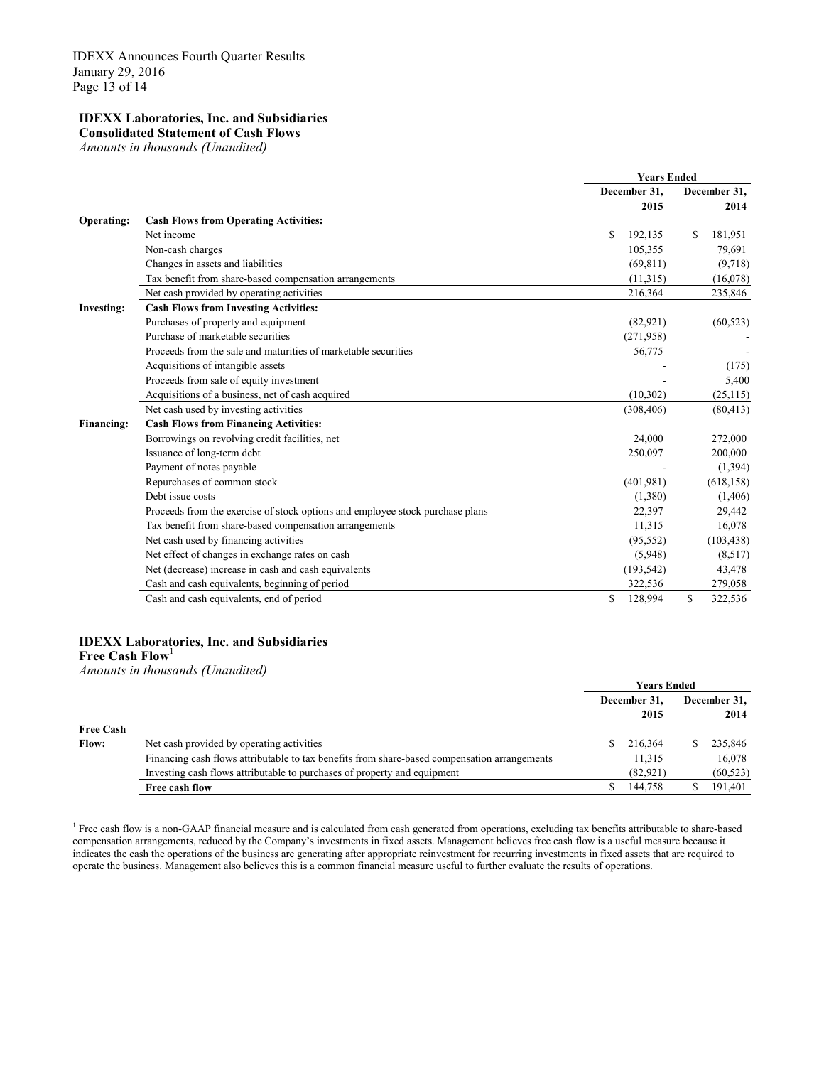**IDEXX Laboratories, Inc. and Subsidiaries**
**Consolidated Statement of Cash Flows**
*Amounts in thousands (Unaudited)*

| | | Years Ended | |
|---|---|---|---|
| | | December 31, 2015 | December 31, 2014 |
| **Operating:** | **Cash Flows from Operating Activities:** | | |
| | Net income | $ 192,135 | $ 181,951 |
| | Non-cash charges | 105,355 | 79,691 |
| | Changes in assets and liabilities | (69,811) | (9,718) |
| | Tax benefit from share-based compensation arrangements | (11,315) | (16,078) |
| | Net cash provided by operating activities | 216,364 | 235,846 |
| **Investing:** | **Cash Flows from Investing Activities:** | | |
| | Purchases of property and equipment | (82,921) | (60,523) |
| | Purchase of marketable securities | (271,958) | - |
| | Proceeds from the sale and maturities of marketable securities | 56,775 | - |
| | Acquisitions of intangible assets | - | (175) |
| | Proceeds from sale of equity investment | - | 5,400 |
| | Acquisitions of a business, net of cash acquired | (10,302) | (25,115) |
| | Net cash used by investing activities | (308,406) | (80,413) |
| **Financing:** | **Cash Flows from Financing Activities:** | | |
| | Borrowings on revolving credit facilities, net | 24,000 | 272,000 |
| | Issuance of long-term debt | 250,097 | 200,000 |
| | Payment of notes payable | - | (1,394) |
| | Repurchases of common stock | (401,981) | (618,158) |
| | Debt issue costs | (1,380) | (1,406) |
| | Proceeds from the exercise of stock options and employee stock purchase plans | 22,397 | 29,442 |
| | Tax benefit from share-based compensation arrangements | 11,315 | 16,078 |
| | Net cash used by financing activities | (95,552) | (103,438) |
| | Net effect of changes in exchange rates on cash | (5,948) | (8,517) |
| | Net (decrease) increase in cash and cash equivalents | (193,542) | 43,478 |
| | Cash and cash equivalents, beginning of period | 322,536 | 279,058 |
| | Cash and cash equivalents, end of period | $ 128,994 | $ 322,536 |

**IDEXX Laboratories, Inc. and Subsidiaries**
**Free Cash Flow**[1]
*Amounts in thousands (Unaudited)*

| | | Years Ended | |
|---|---|---|---|
| | | December 31, 2015 | December 31, 2014 |
| **Free Cash Flow:** | Net cash provided by operating activities | $ 216,364 | $ 235,846 |
| | Financing cash flows attributable to tax benefits from share-based compensation arrangements | 11,315 | 16,078 |
| | Investing cash flows attributable to purchases of property and equipment | (82,921) | (60,523) |
| | **Free cash flow** | $ 144,758 | $ 191,401 |

[1] Free cash flow is a non-GAAP financial measure and is calculated from cash generated from operations, excluding tax benefits attributable to share-based compensation arrangements, reduced by the Company's investments in fixed assets. Management believes free cash flow is a useful measure because it indicates the cash the operations of the business are generating after appropriate reinvestment for recurring investments in fixed assets that are required to operate the business. Management also believes this is a common financial measure useful to further evaluate the results of operations.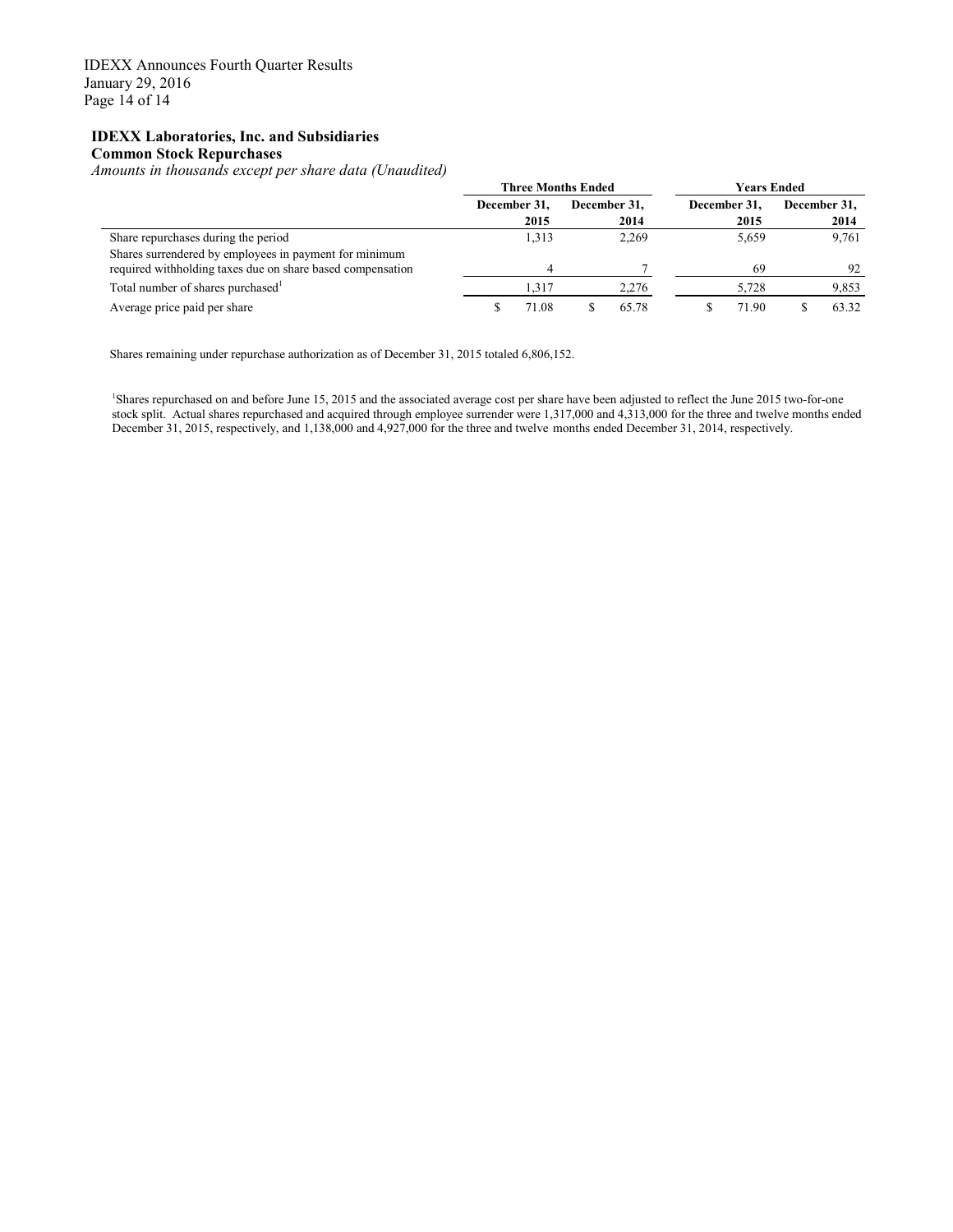**IDEXX Laboratories, Inc. and Subsidiaries**
**Common Stock Repurchases**
*Amounts in thousands except per share data (Unaudited)*

| | Three Months Ended | | Years Ended | |
|---|---|---|---|---|
| | December 31, 2015 | December 31, 2014 | December 31, 2015 | December 31, 2014 |
| Share repurchases during the period | 1,313 | 2,269 | 5,659 | 9,761 |
| Shares surrendered by employees in payment for minimum required withholding taxes due on share based compensation | 4 | 7 | 69 | 92 |
| Total number of shares purchased[1] | 1,317 | 2,276 | 5,728 | 9,853 |
| Average price paid per share | $ 71.08 | $ 65.78 | $ 71.90 | $ 63.32 |

Shares remaining under repurchase authorization as of December 31, 2015 totaled 6,806,152.

[1]Shares repurchased on and before June 15, 2015 and the associated average cost per share have been adjusted to reflect the June 2015 two-for-one stock split. Actual shares repurchased and acquired through employee surrender were 1,317,000 and 4,313,000 for the three and twelve months ended December 31, 2015, respectively, and 1,138,000 and 4,927,000 for the three and twelve months ended December 31, 2014, respectively.